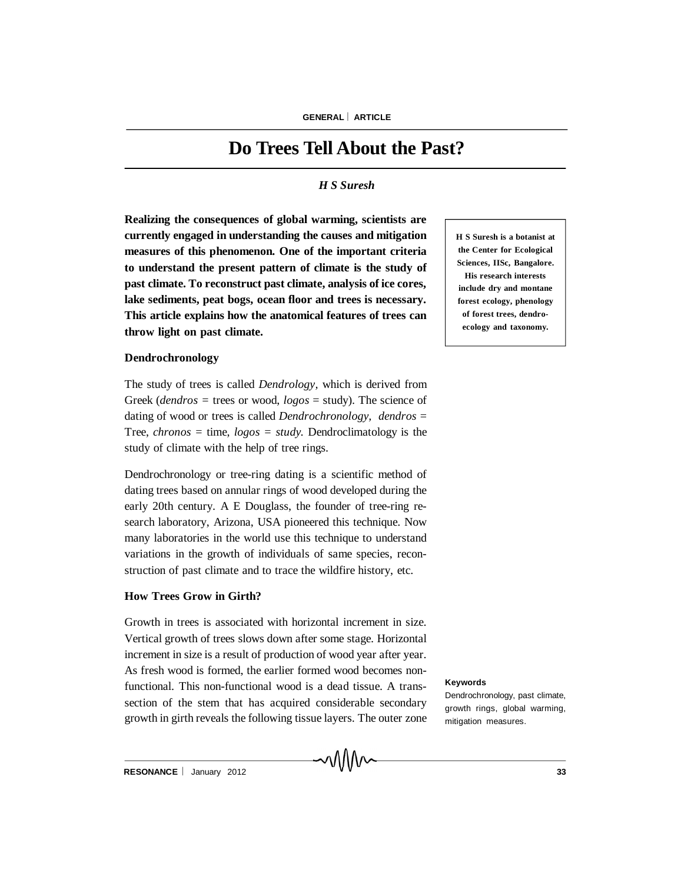# Do Trees Tell About the Past?

*H S Suresh*

**Realizing the consequences of global warming, scientists are currently engaged in understanding the causes and mitigation measures of this phenomenon. One of the important criteria to understand the present pattern of climate is the study of past climate. To reconstruct past climate, analysis of ice cores, lake sediments, peat bogs, ocean floor and trees is necessary. This article explains how the anatomical features of trees can throw light on past climate.**

**H S Suresh is a botanist at the Center for Ecological Sciences, IISc, Bangalore. His research interests include dry and montane forest ecology, phenology of forest trees, dendro-ecology and taxonomy.**

## Dendrochronology

The study of trees is called *Dendrology*, which is derived from Greek (*dendros* = trees or wood, *logos* = study). The science of dating of wood or trees is called *Dendrochronology, dendros* = Tree, *chronos* = time, *logos = study.* Dendroclimatology is the study of climate with the help of tree rings.

Dendrochronology or tree-ring dating is a scientific method of dating trees based on annular rings of wood developed during the early 20th century. A E Douglass, the founder of tree-ring research laboratory, Arizona, USA pioneered this technique. Now many laboratories in the world use this technique to understand variations in the growth of individuals of same species, reconstruction of past climate and to trace the wildfire history, etc.

## How Trees Grow in Girth?

Growth in trees is associated with horizontal increment in size. Vertical growth of trees slows down after some stage. Horizontal increment in size is a result of production of wood year after year. As fresh wood is formed, the earlier formed wood becomes non-functional. This non-functional wood is a dead tissue. A transsection of the stem that has acquired considerable secondary growth in girth reveals the following tissue layers. The outer zone

**Keywords**

Dendrochronology, past climate, growth rings, global warming, mitigation measures.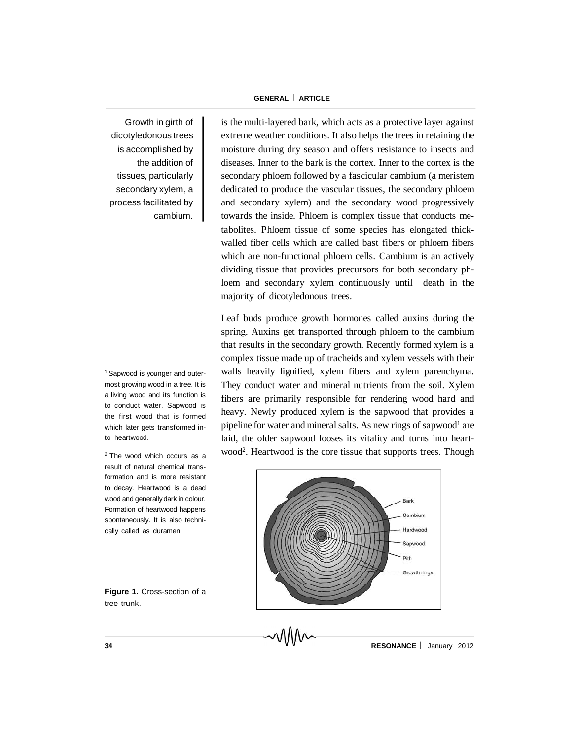Growth in girth of dicotyledonous trees is accomplished by the addition of tissues, particularly secondary xylem, a process facilitated by cambium.

is the multi-layered bark, which acts as a protective layer against extreme weather conditions. It also helps the trees in retaining the moisture during dry season and offers resistance to insects and diseases. Inner to the bark is the cortex. Inner to the cortex is the secondary phloem followed by a fascicular cambium (a meristem dedicated to produce the vascular tissues, the secondary phloem and secondary xylem) and the secondary wood progressively towards the inside. Phloem is complex tissue that conducts metabolites. Phloem tissue of some species has elongated thick-walled fiber cells which are called bast fibers or phloem fibers which are non-functional phloem cells. Cambium is an actively dividing tissue that provides precursors for both secondary phloem and secondary xylem continuously until death in the majority of dicotyledonous trees.

Leaf buds produce growth hormones called auxins during the spring. Auxins get transported through phloem to the cambium that results in the secondary growth. Recently formed xylem is a complex tissue made up of tracheids and xylem vessels with their walls heavily lignified, xylem fibers and xylem parenchyma. They conduct water and mineral nutrients from the soil. Xylem fibers are primarily responsible for rendering wood hard and heavy. Newly produced xylem is the sapwood that provides a pipeline for water and mineral salts. As new rings of sapwood[1] are laid, the older sapwood looses its vitality and turns into heartwood[2]. Heartwood is the core tissue that supports trees. Though

[1] Sapwood is younger and outermost growing wood in a tree. It is a living wood and its function is to conduct water. Sapwood is the first wood that is formed which later gets transformed into heartwood.

[2] The wood which occurs as a result of natural chemical transformation and is more resistant to decay. Heartwood is a dead wood and generally dark in colour. Formation of heartwood happens spontaneously. It is also technically called as duramen.

**Figure 1.** Cross-section of a tree trunk.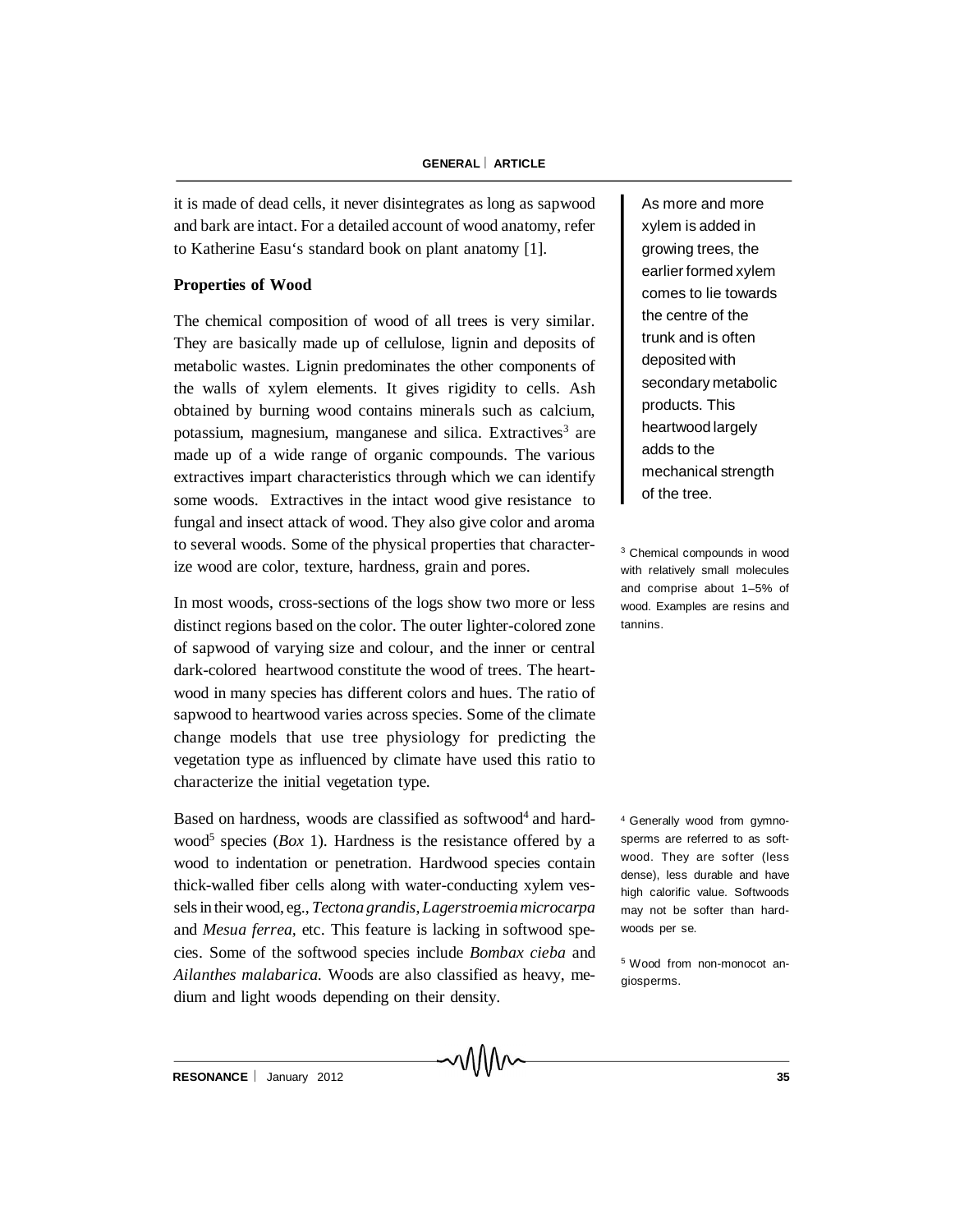it is made of dead cells, it never disintegrates as long as sapwood and bark are intact. For a detailed account of wood anatomy, refer to Katherine Easu's standard book on plant anatomy [1].

As more and more xylem is added in growing trees, the earlier formed xylem comes to lie towards the centre of the trunk and is often deposited with secondary metabolic products. This heartwood largely adds to the mechanical strength of the tree.

## Properties of Wood

The chemical composition of wood of all trees is very similar. They are basically made up of cellulose, lignin and deposits of metabolic wastes. Lignin predominates the other components of the walls of xylem elements. It gives rigidity to cells. Ash obtained by burning wood contains minerals such as calcium, potassium, magnesium, manganese and silica. Extractives[3] are made up of a wide range of organic compounds. The various extractives impart characteristics through which we can identify some woods. Extractives in the intact wood give resistance to fungal and insect attack of wood. They also give color and aroma to several woods. Some of the physical properties that characterize wood are color, texture, hardness, grain and pores.

[3] Chemical compounds in wood with relatively small molecules and comprise about 1–5% of wood. Examples are resins and tannins.

In most woods, cross-sections of the logs show two more or less distinct regions based on the color. The outer lighter-colored zone of sapwood of varying size and colour, and the inner or central dark-colored heartwood constitute the wood of trees. The heartwood in many species has different colors and hues. The ratio of sapwood to heartwood varies across species. Some of the climate change models that use tree physiology for predicting the vegetation type as influenced by climate have used this ratio to characterize the initial vegetation type.

Based on hardness, woods are classified as softwood[4] and hardwood[5] species (*Box* 1). Hardness is the resistance offered by a wood to indentation or penetration. Hardwood species contain thick-walled fiber cells along with water-conducting xylem vessels in their wood, eg., *Tectona grandis*, *Lagerstroemia microcarpa* and *Mesua ferrea*, etc. This feature is lacking in softwood species. Some of the softwood species include *Bombax cieba* and *Ailanthes malabarica.* Woods are also classified as heavy, medium and light woods depending on their density.

[4] Generally wood from gymnosperms are referred to as softwood. They are softer (less dense), less durable and have high calorific value. Softwoods may not be softer than hardwoods per se.

[5] Wood from non-monocot angiosperms.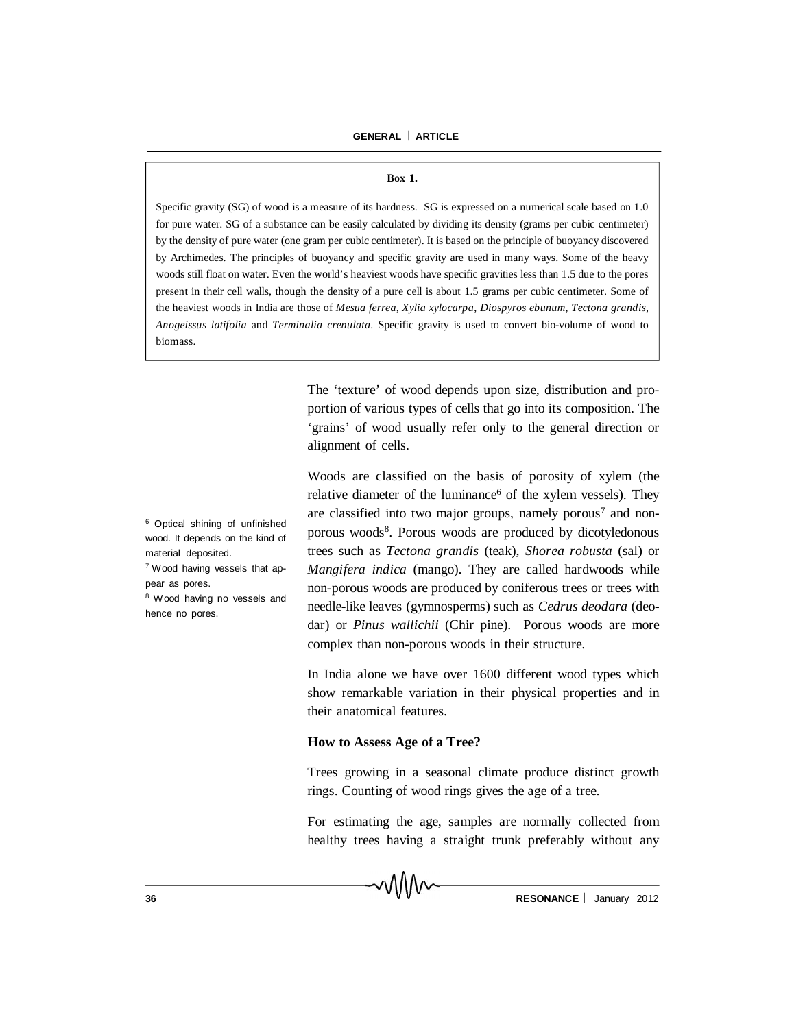**Box 1.**

Specific gravity (SG) of wood is a measure of its hardness. SG is expressed on a numerical scale based on 1.0 for pure water. SG of a substance can be easily calculated by dividing its density (grams per cubic centimeter) by the density of pure water (one gram per cubic centimeter). It is based on the principle of buoyancy discovered by Archimedes. The principles of buoyancy and specific gravity are used in many ways. Some of the heavy woods still float on water. Even the world's heaviest woods have specific gravities less than 1.5 due to the pores present in their cell walls, though the density of a pure cell is about 1.5 grams per cubic centimeter. Some of the heaviest woods in India are those of *Mesua ferrea, Xylia xylocarpa, Diospyros ebunum, Tectona grandis, Anogeissus latifolia* and *Terminalia crenulata*. Specific gravity is used to convert bio-volume of wood to biomass.

The 'texture' of wood depends upon size, distribution and proportion of various types of cells that go into its composition. The 'grains' of wood usually refer only to the general direction or alignment of cells.

Woods are classified on the basis of porosity of xylem (the relative diameter of the luminance[6] of the xylem vessels). They are classified into two major groups, namely porous[7] and non-porous woods[8]. Porous woods are produced by dicotyledonous trees such as *Tectona grandis* (teak), *Shorea robusta* (sal) or *Mangifera indica* (mango). They are called hardwoods while non-porous woods are produced by coniferous trees or trees with needle-like leaves (gymnosperms) such as *Cedrus deodara* (deodar) or *Pinus wallichii* (Chir pine). Porous woods are more complex than non-porous woods in their structure.

[6] Optical shining of unfinished wood. It depends on the kind of material deposited.

[7] Wood having vessels that appear as pores.

[8] Wood having no vessels and hence no pores.

In India alone we have over 1600 different wood types which show remarkable variation in their physical properties and in their anatomical features.

### How to Assess Age of a Tree?

Trees growing in a seasonal climate produce distinct growth rings. Counting of wood rings gives the age of a tree.

For estimating the age, samples are normally collected from healthy trees having a straight trunk preferably without any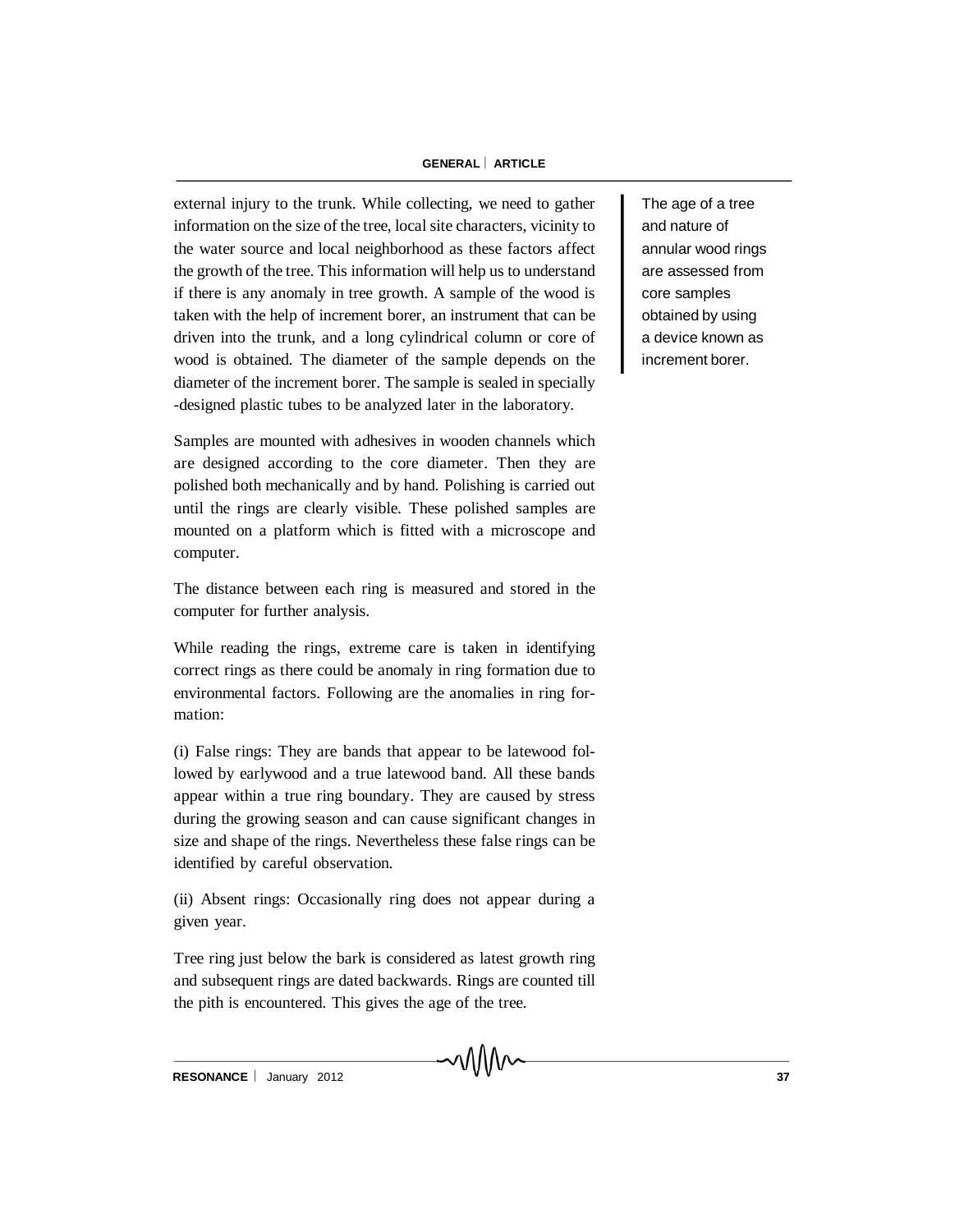external injury to the trunk. While collecting, we need to gather information on the size of the tree, local site characters, vicinity to the water source and local neighborhood as these factors affect the growth of the tree. This information will help us to understand if there is any anomaly in tree growth. A sample of the wood is taken with the help of increment borer, an instrument that can be driven into the trunk, and a long cylindrical column or core of wood is obtained. The diameter of the sample depends on the diameter of the increment borer. The sample is sealed in specially -designed plastic tubes to be analyzed later in the laboratory.

The age of a tree and nature of annular wood rings are assessed from core samples obtained by using a device known as increment borer.

Samples are mounted with adhesives in wooden channels which are designed according to the core diameter. Then they are polished both mechanically and by hand. Polishing is carried out until the rings are clearly visible. These polished samples are mounted on a platform which is fitted with a microscope and computer.

The distance between each ring is measured and stored in the computer for further analysis.

While reading the rings, extreme care is taken in identifying correct rings as there could be anomaly in ring formation due to environmental factors. Following are the anomalies in ring formation:

(i) False rings: They are bands that appear to be latewood followed by earlywood and a true latewood band. All these bands appear within a true ring boundary. They are caused by stress during the growing season and can cause significant changes in size and shape of the rings. Nevertheless these false rings can be identified by careful observation.

(ii) Absent rings: Occasionally ring does not appear during a given year.

Tree ring just below the bark is considered as latest growth ring and subsequent rings are dated backwards. Rings are counted till the pith is encountered. This gives the age of the tree.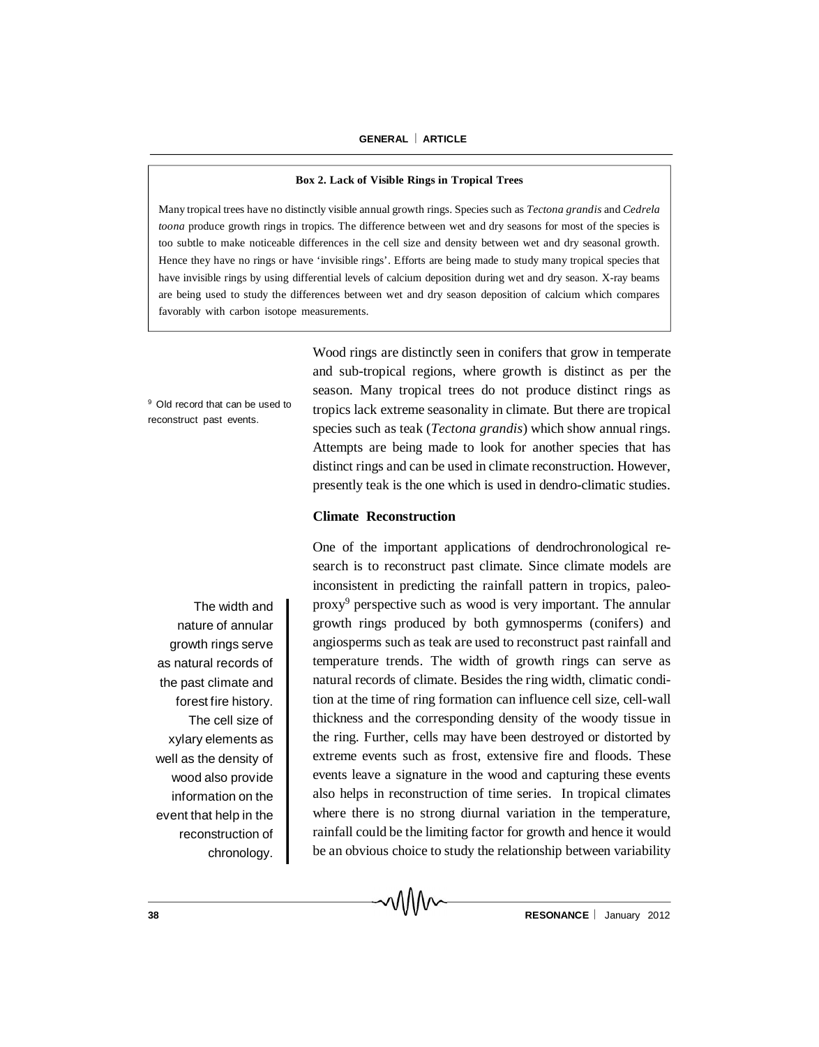**Box 2. Lack of Visible Rings in Tropical Trees**

Many tropical trees have no distinctly visible annual growth rings. Species such as *Tectona grandis* and *Cedrela toona* produce growth rings in tropics. The difference between wet and dry seasons for most of the species is too subtle to make noticeable differences in the cell size and density between wet and dry seasonal growth. Hence they have no rings or have 'invisible rings'. Efforts are being made to study many tropical species that have invisible rings by using differential levels of calcium deposition during wet and dry season. X-ray beams are being used to study the differences between wet and dry season deposition of calcium which compares favorably with carbon isotope measurements.

Wood rings are distinctly seen in conifers that grow in temperate and sub-tropical regions, where growth is distinct as per the season. Many tropical trees do not produce distinct rings as tropics lack extreme seasonality in climate. But there are tropical species such as teak (*Tectona grandis*) which show annual rings. Attempts are being made to look for another species that has distinct rings and can be used in climate reconstruction. However, presently teak is the one which is used in dendro-climatic studies.

## Climate Reconstruction

One of the important applications of dendrochronological research is to reconstruct past climate. Since climate models are inconsistent in predicting the rainfall pattern in tropics, paleo-proxy[9] perspective such as wood is very important. The annular growth rings produced by both gymnosperms (conifers) and angiosperms such as teak are used to reconstruct past rainfall and temperature trends. The width of growth rings can serve as natural records of climate. Besides the ring width, climatic condition at the time of ring formation can influence cell size, cell-wall thickness and the corresponding density of the woody tissue in the ring. Further, cells may have been destroyed or distorted by extreme events such as frost, extensive fire and floods. These events leave a signature in the wood and capturing these events also helps in reconstruction of time series. In tropical climates where there is no strong diurnal variation in the temperature, rainfall could be the limiting factor for growth and hence it would be an obvious choice to study the relationship between variability

> The width and nature of annular growth rings serve as natural records of the past climate and forest fire history. The cell size of xylary elements as well as the density of wood also provide information on the event that help in the reconstruction of chronology.

[9] Old record that can be used to reconstruct past events.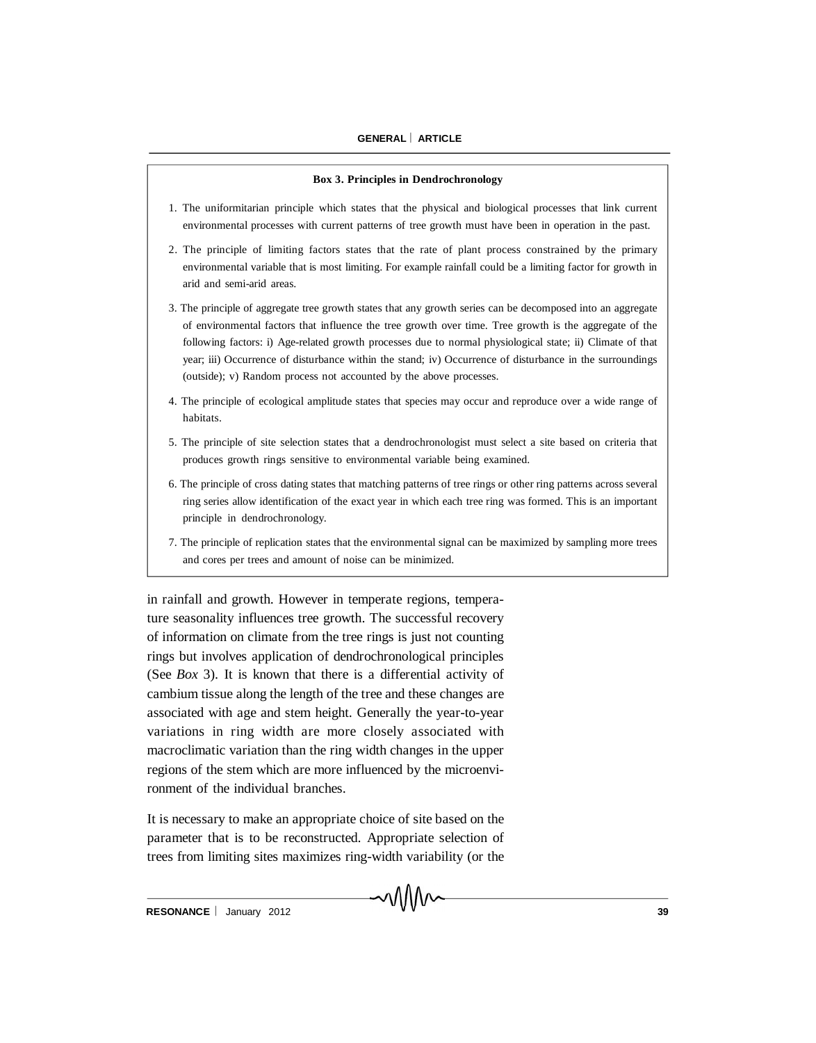**Box 3. Principles in Dendrochronology**

1. The uniformitarian principle which states that the physical and biological processes that link current environmental processes with current patterns of tree growth must have been in operation in the past.
2. The principle of limiting factors states that the rate of plant process constrained by the primary environmental variable that is most limiting. For example rainfall could be a limiting factor for growth in arid and semi-arid areas.
3. The principle of aggregate tree growth states that any growth series can be decomposed into an aggregate of environmental factors that influence the tree growth over time. Tree growth is the aggregate of the following factors: i) Age-related growth processes due to normal physiological state; ii) Climate of that year; iii) Occurrence of disturbance within the stand; iv) Occurrence of disturbance in the surroundings (outside); v) Random process not accounted by the above processes.
4. The principle of ecological amplitude states that species may occur and reproduce over a wide range of habitats.
5. The principle of site selection states that a dendrochronologist must select a site based on criteria that produces growth rings sensitive to environmental variable being examined.
6. The principle of cross dating states that matching patterns of tree rings or other ring patterns across several ring series allow identification of the exact year in which each tree ring was formed. This is an important principle in dendrochronology.
7. The principle of replication states that the environmental signal can be maximized by sampling more trees and cores per trees and amount of noise can be minimized.

in rainfall and growth. However in temperate regions, temperature seasonality influences tree growth. The successful recovery of information on climate from the tree rings is just not counting rings but involves application of dendrochronological principles (See *Box* 3). It is known that there is a differential activity of cambium tissue along the length of the tree and these changes are associated with age and stem height. Generally the year-to-year variations in ring width are more closely associated with macroclimatic variation than the ring width changes in the upper regions of the stem which are more influenced by the microenvironment of the individual branches.

It is necessary to make an appropriate choice of site based on the parameter that is to be reconstructed. Appropriate selection of trees from limiting sites maximizes ring-width variability (or the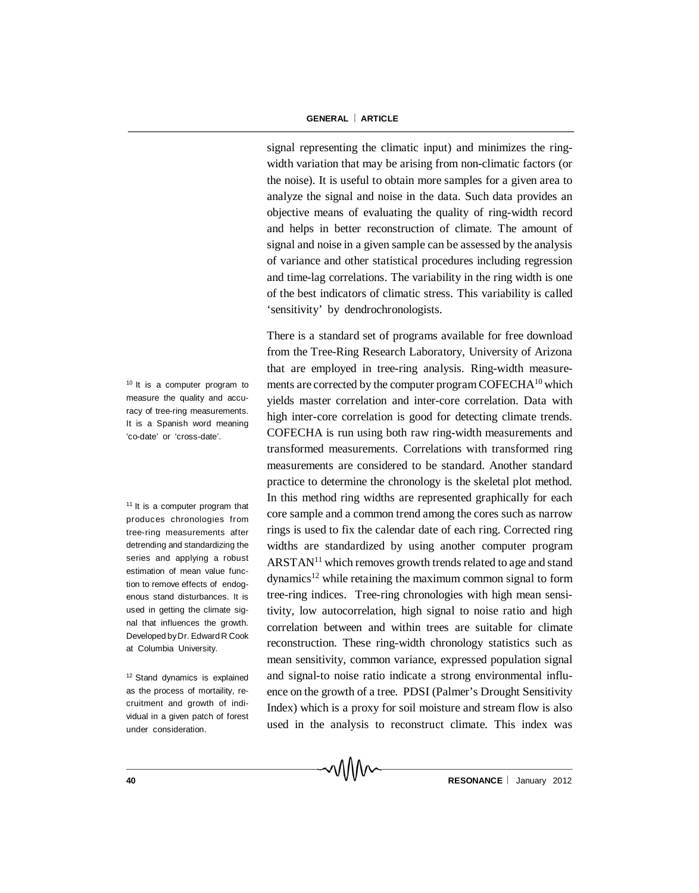signal representing the climatic input) and minimizes the ring-width variation that may be arising from non-climatic factors (or the noise). It is useful to obtain more samples for a given area to analyze the signal and noise in the data. Such data provides an objective means of evaluating the quality of ring-width record and helps in better reconstruction of climate. The amount of signal and noise in a given sample can be assessed by the analysis of variance and other statistical procedures including regression and time-lag correlations. The variability in the ring width is one of the best indicators of climatic stress. This variability is called 'sensitivity' by dendrochronologists.

There is a standard set of programs available for free download from the Tree-Ring Research Laboratory, University of Arizona that are employed in tree-ring analysis. Ring-width measurements are corrected by the computer program COFECHA[10] which yields master correlation and inter-core correlation. Data with high inter-core correlation is good for detecting climate trends. COFECHA is run using both raw ring-width measurements and transformed measurements. Correlations with transformed ring measurements are considered to be standard. Another standard practice to determine the chronology is the skeletal plot method. In this method ring widths are represented graphically for each core sample and a common trend among the cores such as narrow rings is used to fix the calendar date of each ring. Corrected ring widths are standardized by using another computer program ARSTAN[11] which removes growth trends related to age and stand dynamics[12] while retaining the maximum common signal to form tree-ring indices. Tree-ring chronologies with high mean sensitivity, low autocorrelation, high signal to noise ratio and high correlation between and within trees are suitable for climate reconstruction. These ring-width chronology statistics such as mean sensitivity, common variance, expressed population signal and signal-to noise ratio indicate a strong environmental influence on the growth of a tree. PDSI (Palmer's Drought Sensitivity Index) which is a proxy for soil moisture and stream flow is also used in the analysis to reconstruct climate. This index was

[10] It is a computer program to measure the quality and accuracy of tree-ring measurements. It is a Spanish word meaning 'co-date' or 'cross-date'.

[11] It is a computer program that produces chronologies from tree-ring measurements after detrending and standardizing the series and applying a robust estimation of mean value function to remove effects of endogenous stand disturbances. It is used in getting the climate signal that influences the growth. Developed by Dr. Edward R Cook at Columbia University.

[12] Stand dynamics is explained as the process of mortaility, recruitment and growth of individual in a given patch of forest under consideration.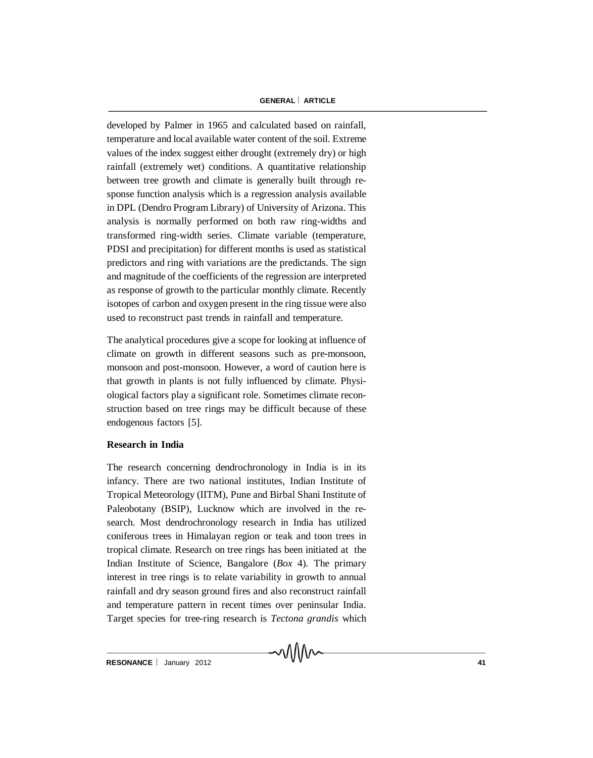developed by Palmer in 1965 and calculated based on rainfall, temperature and local available water content of the soil. Extreme values of the index suggest either drought (extremely dry) or high rainfall (extremely wet) conditions. A quantitative relationship between tree growth and climate is generally built through response function analysis which is a regression analysis available in DPL (Dendro Program Library) of University of Arizona. This analysis is normally performed on both raw ring-widths and transformed ring-width series. Climate variable (temperature, PDSI and precipitation) for different months is used as statistical predictors and ring with variations are the predictands. The sign and magnitude of the coefficients of the regression are interpreted as response of growth to the particular monthly climate. Recently isotopes of carbon and oxygen present in the ring tissue were also used to reconstruct past trends in rainfall and temperature.

The analytical procedures give a scope for looking at influence of climate on growth in different seasons such as pre-monsoon, monsoon and post-monsoon. However, a word of caution here is that growth in plants is not fully influenced by climate. Physiological factors play a significant role. Sometimes climate reconstruction based on tree rings may be difficult because of these endogenous factors [5].

**Research in India**

The research concerning dendrochronology in India is in its infancy. There are two national institutes, Indian Institute of Tropical Meteorology (IITM), Pune and Birbal Shani Institute of Paleobotany (BSIP), Lucknow which are involved in the research. Most dendrochronology research in India has utilized coniferous trees in Himalayan region or teak and toon trees in tropical climate. Research on tree rings has been initiated at the Indian Institute of Science, Bangalore (*Box* 4). The primary interest in tree rings is to relate variability in growth to annual rainfall and dry season ground fires and also reconstruct rainfall and temperature pattern in recent times over peninsular India. Target species for tree-ring research is *Tectona grandis* which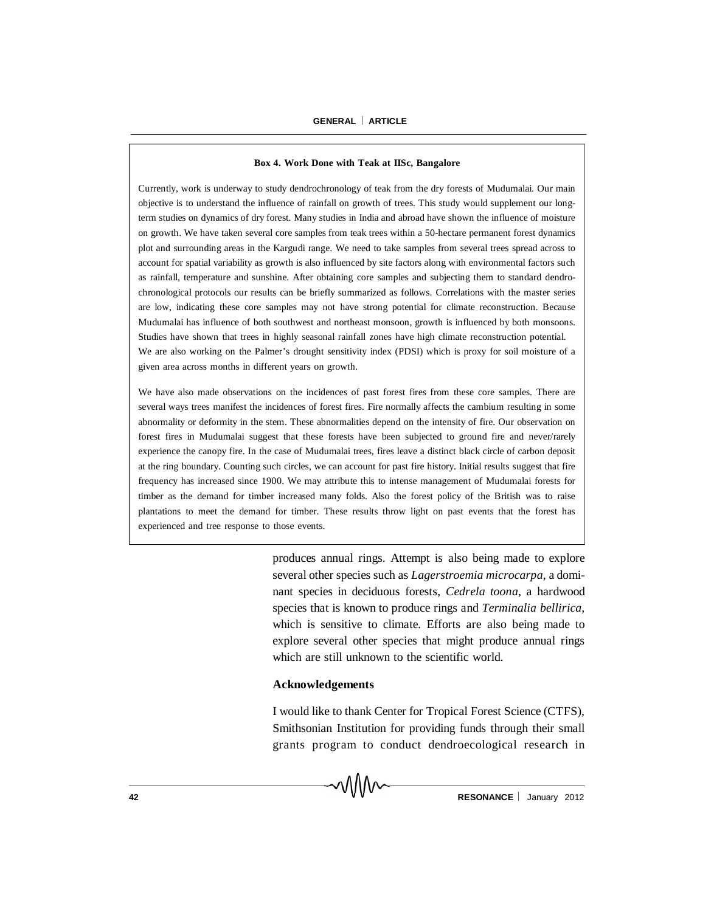**Box 4. Work Done with Teak at IISc, Bangalore**

Currently, work is underway to study dendrochronology of teak from the dry forests of Mudumalai. Our main objective is to understand the influence of rainfall on growth of trees. This study would supplement our long-term studies on dynamics of dry forest. Many studies in India and abroad have shown the influence of moisture on growth. We have taken several core samples from teak trees within a 50-hectare permanent forest dynamics plot and surrounding areas in the Kargudi range. We need to take samples from several trees spread across to account for spatial variability as growth is also influenced by site factors along with environmental factors such as rainfall, temperature and sunshine. After obtaining core samples and subjecting them to standard dendrochronological protocols our results can be briefly summarized as follows. Correlations with the master series are low, indicating these core samples may not have strong potential for climate reconstruction. Because Mudumalai has influence of both southwest and northeast monsoon, growth is influenced by both monsoons. Studies have shown that trees in highly seasonal rainfall zones have high climate reconstruction potential. We are also working on the Palmer's drought sensitivity index (PDSI) which is proxy for soil moisture of a given area across months in different years on growth.

We have also made observations on the incidences of past forest fires from these core samples. There are several ways trees manifest the incidences of forest fires. Fire normally affects the cambium resulting in some abnormality or deformity in the stem. These abnormalities depend on the intensity of fire. Our observation on forest fires in Mudumalai suggest that these forests have been subjected to ground fire and never/rarely experience the canopy fire. In the case of Mudumalai trees, fires leave a distinct black circle of carbon deposit at the ring boundary. Counting such circles, we can account for past fire history. Initial results suggest that fire frequency has increased since 1900. We may attribute this to intense management of Mudumalai forests for timber as the demand for timber increased many folds. Also the forest policy of the British was to raise plantations to meet the demand for timber. These results throw light on past events that the forest has experienced and tree response to those events.

produces annual rings. Attempt is also being made to explore several other species such as *Lagerstroemia microcarpa*, a dominant species in deciduous forests, *Cedrela toona*, a hardwood species that is known to produce rings and *Terminalia bellirica*, which is sensitive to climate. Efforts are also being made to explore several other species that might produce annual rings which are still unknown to the scientific world.

## Acknowledgements

I would like to thank Center for Tropical Forest Science (CTFS), Smithsonian Institution for providing funds through their small grants program to conduct dendroecological research in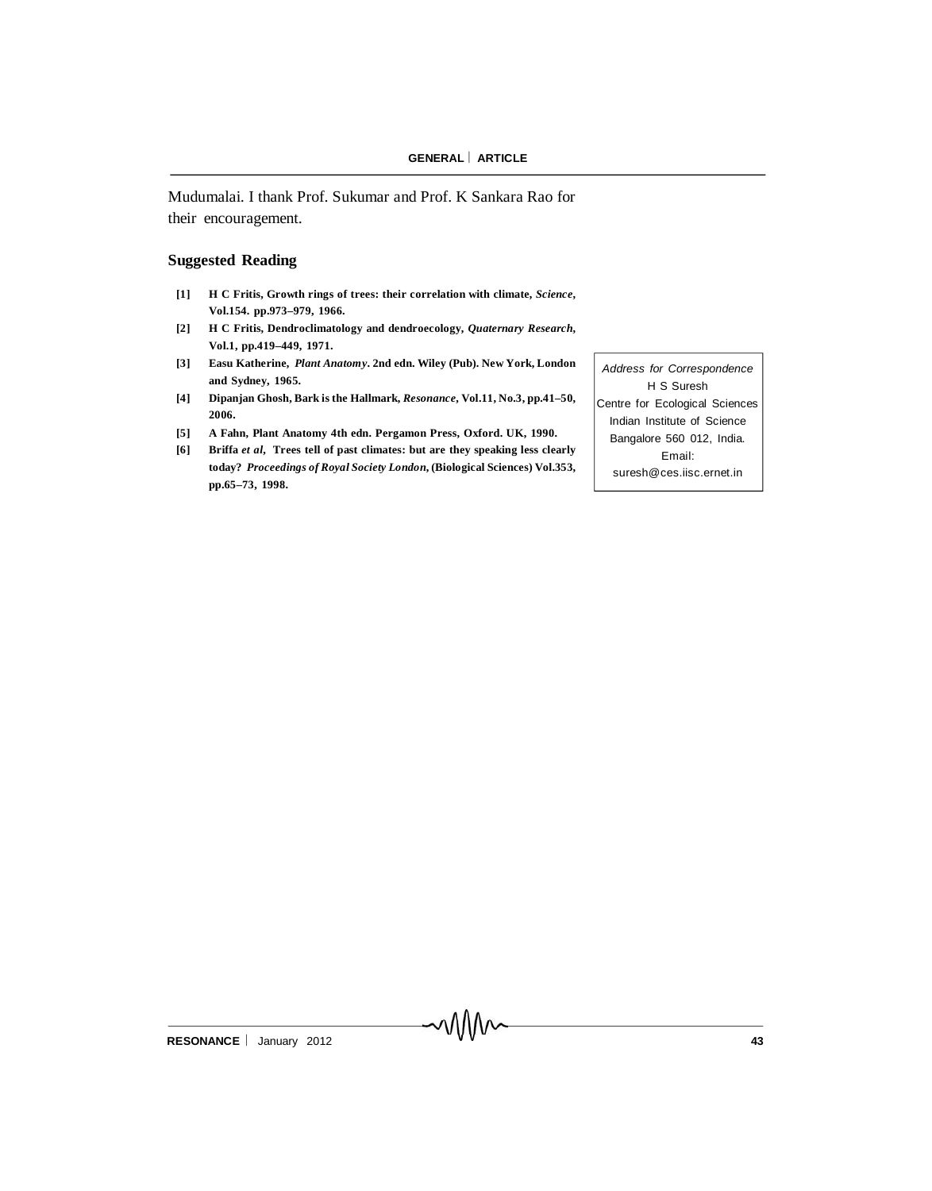Mudumalai. I thank Prof. Sukumar and Prof. K Sankara Rao for their encouragement.

## Suggested Reading

[1] H C Fritis, Growth rings of trees: their correlation with climate, *Science*, Vol.154. pp.973–979, 1966.

[2] H C Fritis, Dendroclimatology and dendroecology, *Quaternary Research*, Vol.1, pp.419–449, 1971.

[3] Easu Katherine, *Plant Anatomy*. 2nd edn. Wiley (Pub). New York, London and Sydney, 1965.

[4] Dipanjan Ghosh, Bark is the Hallmark, *Resonance*, Vol.11, No.3, pp.41–50, 2006.

[5] A Fahn, Plant Anatomy 4th edn. Pergamon Press, Oxford. UK, 1990.

[6] Briffa *et al*, Trees tell of past climates: but are they speaking less clearly today? *Proceedings of Royal Society London*, (Biological Sciences) Vol.353, pp.65–73, 1998.

*Address for Correspondence*
H S Suresh
Centre for Ecological Sciences
Indian Institute of Science
Bangalore 560 012, India.
Email:
suresh@ces.iisc.ernet.in